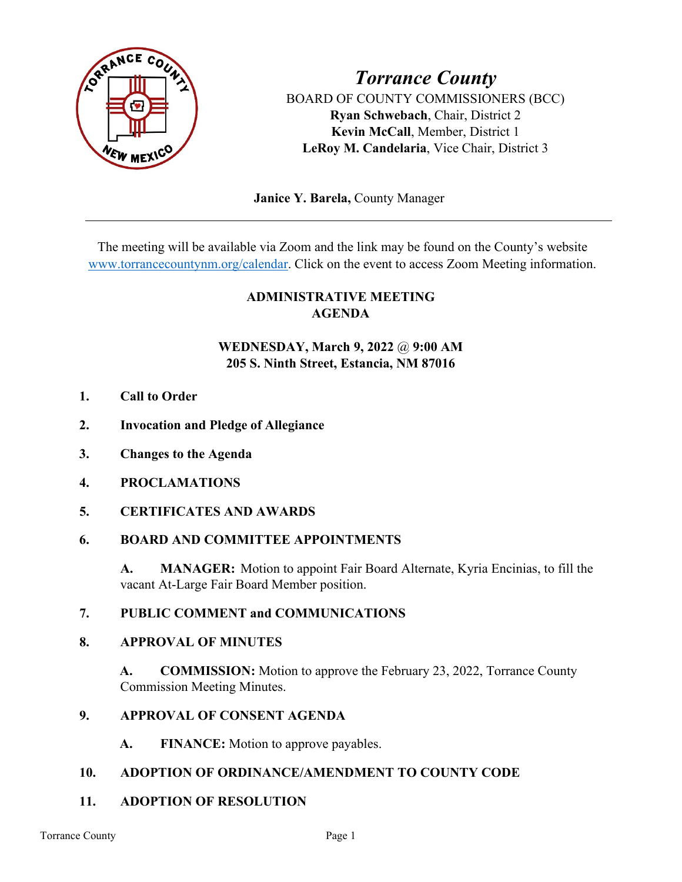# *Torrance County*

BOARD OF COUNTY COMMISSIONERS (BCC)
**Ryan Schwebach**, Chair, District 2
**Kevin McCall**, Member, District 1
**LeRoy M. Candelaria**, Vice Chair, District 3

**Janice Y. Barela,** County Manager

---

The meeting will be available via Zoom and the link may be found on the County's website www.torrancecountynm.org/calendar. Click on the event to access Zoom Meeting information.

## ADMINISTRATIVE MEETING AGENDA

### WEDNESDAY, March 9, 2022 @ 9:00 AM
### 205 S. Ninth Street, Estancia, NM 87016

1. **Call to Order**

2. **Invocation and Pledge of Allegiance**

3. **Changes to the Agenda**

4. **PROCLAMATIONS**

5. **CERTIFICATES AND AWARDS**

6. **BOARD AND COMMITTEE APPOINTMENTS**

   **A. MANAGER:** Motion to appoint Fair Board Alternate, Kyria Encinias, to fill the vacant At-Large Fair Board Member position.

7. **PUBLIC COMMENT and COMMUNICATIONS**

8. **APPROVAL OF MINUTES**

   **A. COMMISSION:** Motion to approve the February 23, 2022, Torrance County Commission Meeting Minutes.

9. **APPROVAL OF CONSENT AGENDA**

   **A. FINANCE:** Motion to approve payables.

10. **ADOPTION OF ORDINANCE/AMENDMENT TO COUNTY CODE**

11. **ADOPTION OF RESOLUTION**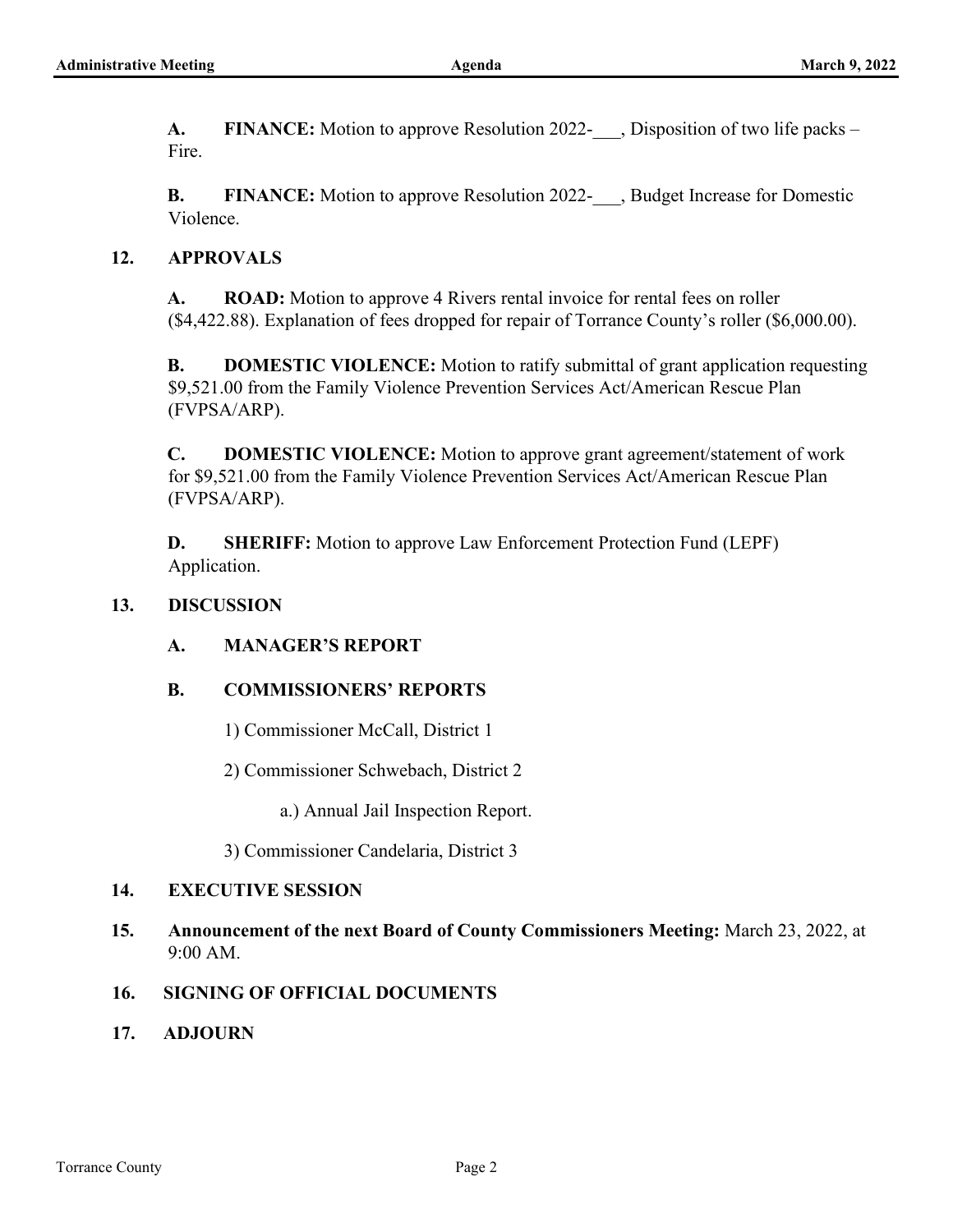**A. FINANCE:** Motion to approve Resolution 2022-___, Disposition of two life packs – Fire.

**B. FINANCE:** Motion to approve Resolution 2022-___, Budget Increase for Domestic Violence.

## 12. APPROVALS

**A. ROAD:** Motion to approve 4 Rivers rental invoice for rental fees on roller ($4,422.88). Explanation of fees dropped for repair of Torrance County's roller ($6,000.00).

**B. DOMESTIC VIOLENCE:** Motion to ratify submittal of grant application requesting $9,521.00 from the Family Violence Prevention Services Act/American Rescue Plan (FVPSA/ARP).

**C. DOMESTIC VIOLENCE:** Motion to approve grant agreement/statement of work for $9,521.00 from the Family Violence Prevention Services Act/American Rescue Plan (FVPSA/ARP).

**D. SHERIFF:** Motion to approve Law Enforcement Protection Fund (LEPF) Application.

## 13. DISCUSSION

**A. MANAGER'S REPORT**

**B. COMMISSIONERS' REPORTS**

1) Commissioner McCall, District 1

2) Commissioner Schwebach, District 2

a.) Annual Jail Inspection Report.

3) Commissioner Candelaria, District 3

## 14. EXECUTIVE SESSION

## 15. Announcement of the next Board of County Commissioners Meeting: March 23, 2022, at 9:00 AM.

## 16. SIGNING OF OFFICIAL DOCUMENTS

## 17. ADJOURN